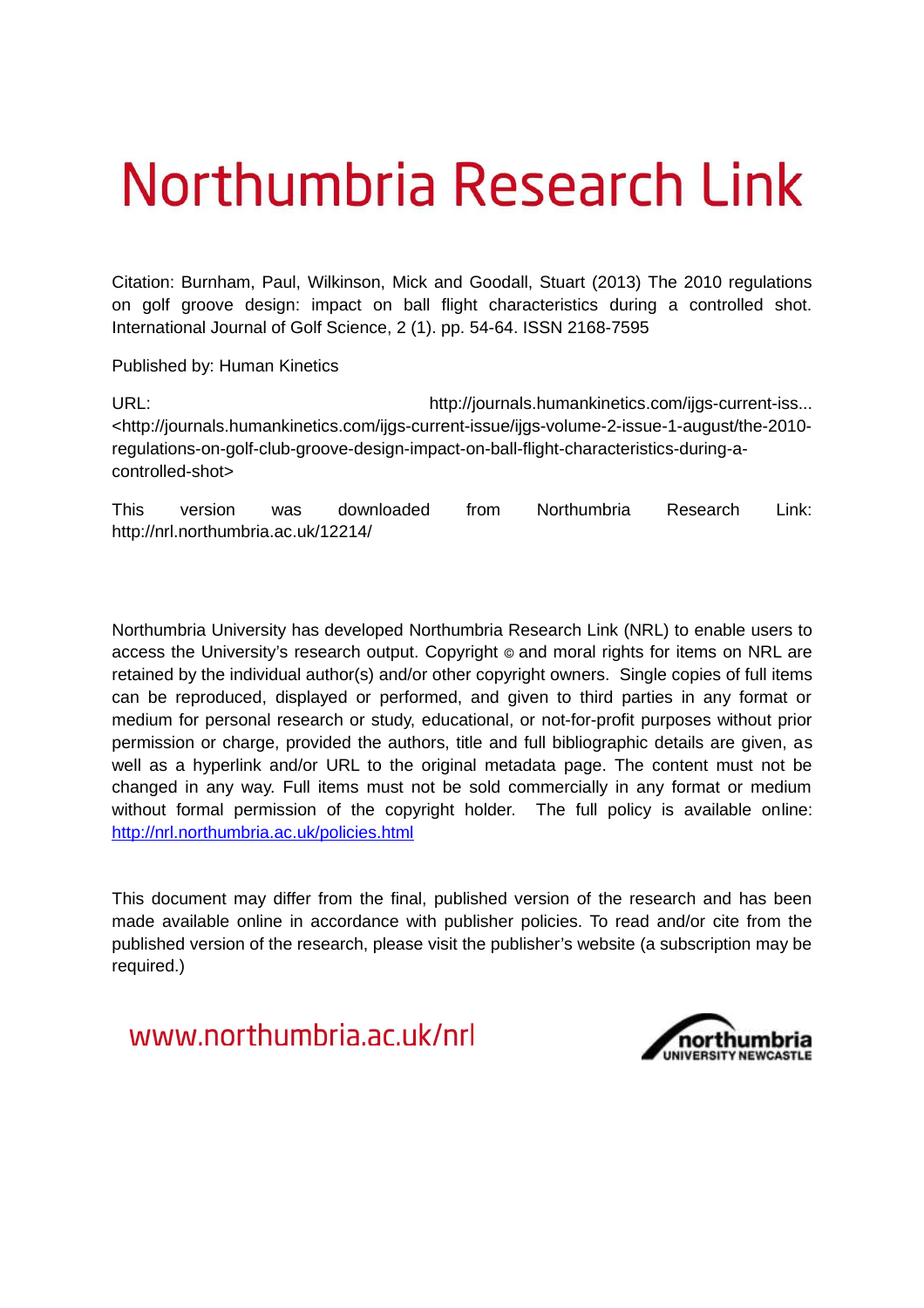# Northumbria Research Link

Citation: Burnham, Paul, Wilkinson, Mick and Goodall, Stuart (2013) The 2010 regulations on golf groove design: impact on ball flight characteristics during a controlled shot. International Journal of Golf Science, 2 (1). pp. 54-64. ISSN 2168-7595

Published by: Human Kinetics

URL: http://journals.humankinetics.com/ijgs-current-iss... <http://journals.humankinetics.com/ijgs-current-issue/ijgs-volume-2-issue-1-august/the-2010-regulations-on-golf-club-groove-design-impact-on-ball-flight-characteristics-during-a-controlled-shot>

This version was downloaded from Northumbria Research Link: http://nrl.northumbria.ac.uk/12214/

Northumbria University has developed Northumbria Research Link (NRL) to enable users to access the University's research output. Copyright © and moral rights for items on NRL are retained by the individual author(s) and/or other copyright owners. Single copies of full items can be reproduced, displayed or performed, and given to third parties in any format or medium for personal research or study, educational, or not-for-profit purposes without prior permission or charge, provided the authors, title and full bibliographic details are given, as well as a hyperlink and/or URL to the original metadata page. The content must not be changed in any way. Full items must not be sold commercially in any format or medium without formal permission of the copyright holder. The full policy is available online: http://nrl.northumbria.ac.uk/policies.html

This document may differ from the final, published version of the research and has been made available online in accordance with publisher policies. To read and/or cite from the published version of the research, please visit the publisher's website (a subscription may be required.)

www.northumbria.ac.uk/nrl

northumbria
UNIVERSITY NEWCASTLE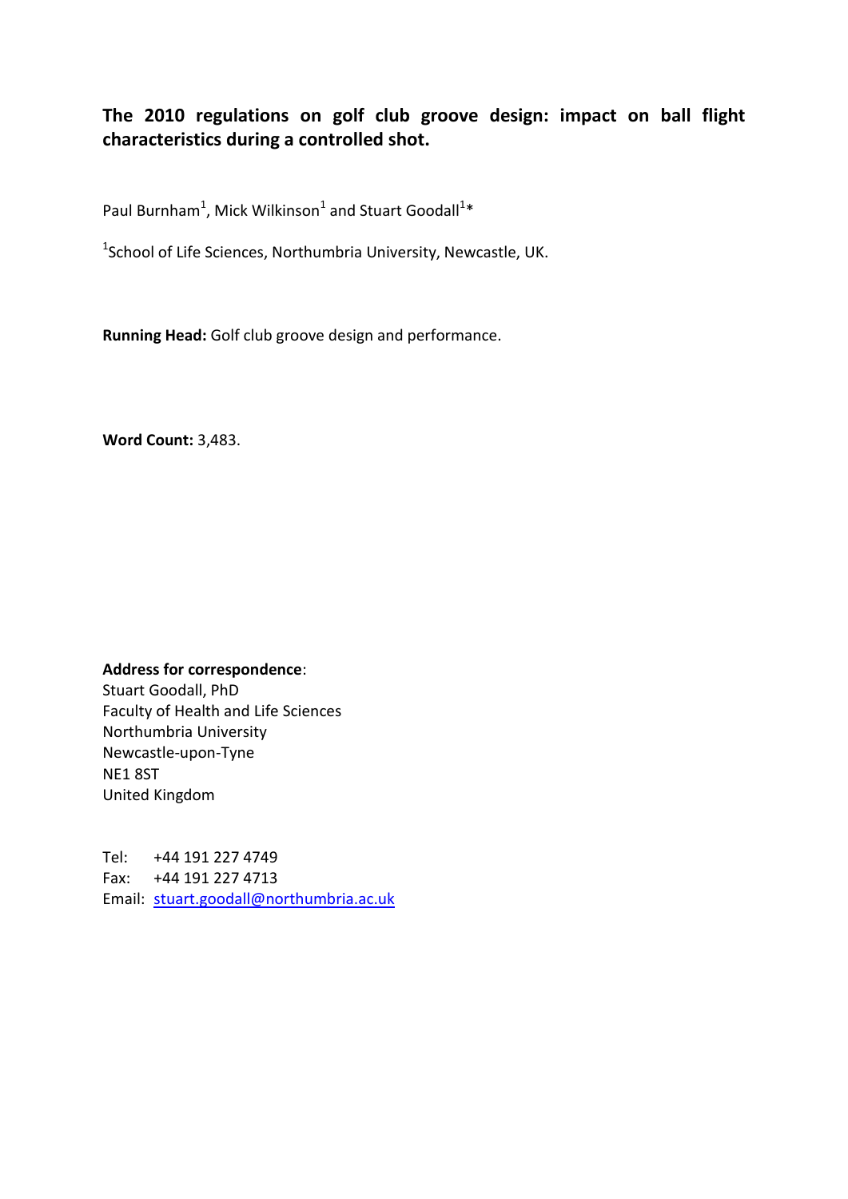# The 2010 regulations on golf club groove design: impact on ball flight characteristics during a controlled shot.

Paul Burnham[1], Mick Wilkinson[1] and Stuart Goodall[1]*

[1]School of Life Sciences, Northumbria University, Newcastle, UK.

**Running Head:** Golf club groove design and performance.

**Word Count:** 3,483.

**Address for correspondence**:
Stuart Goodall, PhD
Faculty of Health and Life Sciences
Northumbria University
Newcastle-upon-Tyne
NE1 8ST
United Kingdom

Tel: +44 191 227 4749
Fax: +44 191 227 4713
Email: stuart.goodall@northumbria.ac.uk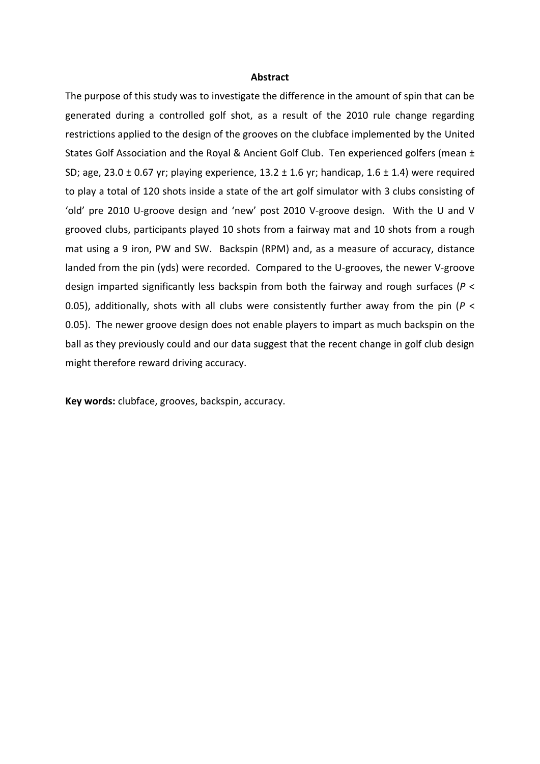## Abstract

The purpose of this study was to investigate the difference in the amount of spin that can be generated during a controlled golf shot, as a result of the 2010 rule change regarding restrictions applied to the design of the grooves on the clubface implemented by the United States Golf Association and the Royal & Ancient Golf Club. Ten experienced golfers (mean ± SD; age, 23.0 ± 0.67 yr; playing experience, 13.2 ± 1.6 yr; handicap, 1.6 ± 1.4) were required to play a total of 120 shots inside a state of the art golf simulator with 3 clubs consisting of 'old' pre 2010 U-groove design and 'new' post 2010 V-groove design. With the U and V grooved clubs, participants played 10 shots from a fairway mat and 10 shots from a rough mat using a 9 iron, PW and SW. Backspin (RPM) and, as a measure of accuracy, distance landed from the pin (yds) were recorded. Compared to the U-grooves, the newer V-groove design imparted significantly less backspin from both the fairway and rough surfaces ($P < 0.05$), additionally, shots with all clubs were consistently further away from the pin ($P < 0.05$). The newer groove design does not enable players to impart as much backspin on the ball as they previously could and our data suggest that the recent change in golf club design might therefore reward driving accuracy.

**Key words:** clubface, grooves, backspin, accuracy.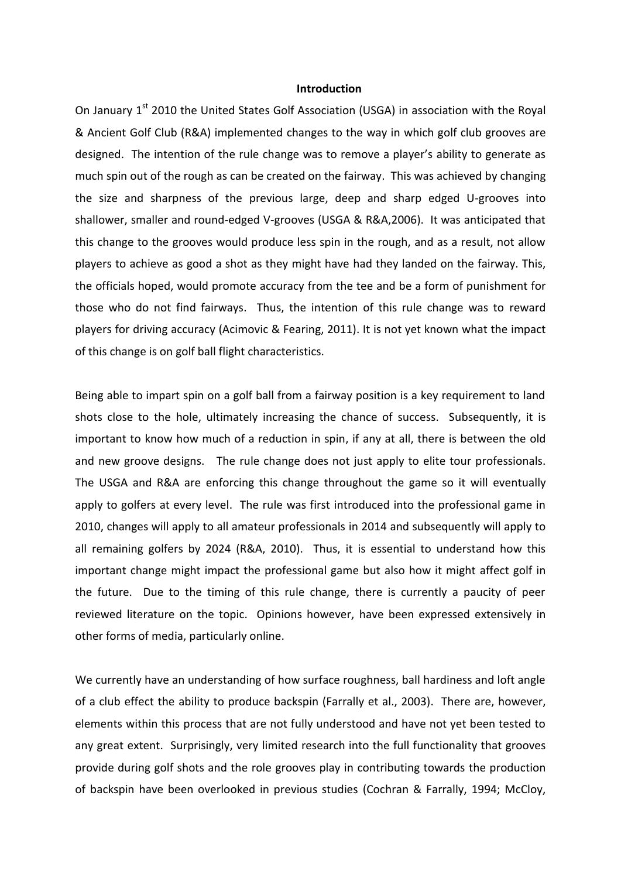**Introduction**

On January 1st 2010 the United States Golf Association (USGA) in association with the Royal & Ancient Golf Club (R&A) implemented changes to the way in which golf club grooves are designed. The intention of the rule change was to remove a player's ability to generate as much spin out of the rough as can be created on the fairway. This was achieved by changing the size and sharpness of the previous large, deep and sharp edged U-grooves into shallower, smaller and round-edged V-grooves (USGA & R&A,2006). It was anticipated that this change to the grooves would produce less spin in the rough, and as a result, not allow players to achieve as good a shot as they might have had they landed on the fairway. This, the officials hoped, would promote accuracy from the tee and be a form of punishment for those who do not find fairways. Thus, the intention of this rule change was to reward players for driving accuracy (Acimovic & Fearing, 2011). It is not yet known what the impact of this change is on golf ball flight characteristics.

Being able to impart spin on a golf ball from a fairway position is a key requirement to land shots close to the hole, ultimately increasing the chance of success. Subsequently, it is important to know how much of a reduction in spin, if any at all, there is between the old and new groove designs. The rule change does not just apply to elite tour professionals. The USGA and R&A are enforcing this change throughout the game so it will eventually apply to golfers at every level. The rule was first introduced into the professional game in 2010, changes will apply to all amateur professionals in 2014 and subsequently will apply to all remaining golfers by 2024 (R&A, 2010). Thus, it is essential to understand how this important change might impact the professional game but also how it might affect golf in the future. Due to the timing of this rule change, there is currently a paucity of peer reviewed literature on the topic. Opinions however, have been expressed extensively in other forms of media, particularly online.

We currently have an understanding of how surface roughness, ball hardiness and loft angle of a club effect the ability to produce backspin (Farrally et al., 2003). There are, however, elements within this process that are not fully understood and have not yet been tested to any great extent. Surprisingly, very limited research into the full functionality that grooves provide during golf shots and the role grooves play in contributing towards the production of backspin have been overlooked in previous studies (Cochran & Farrally, 1994; McCloy,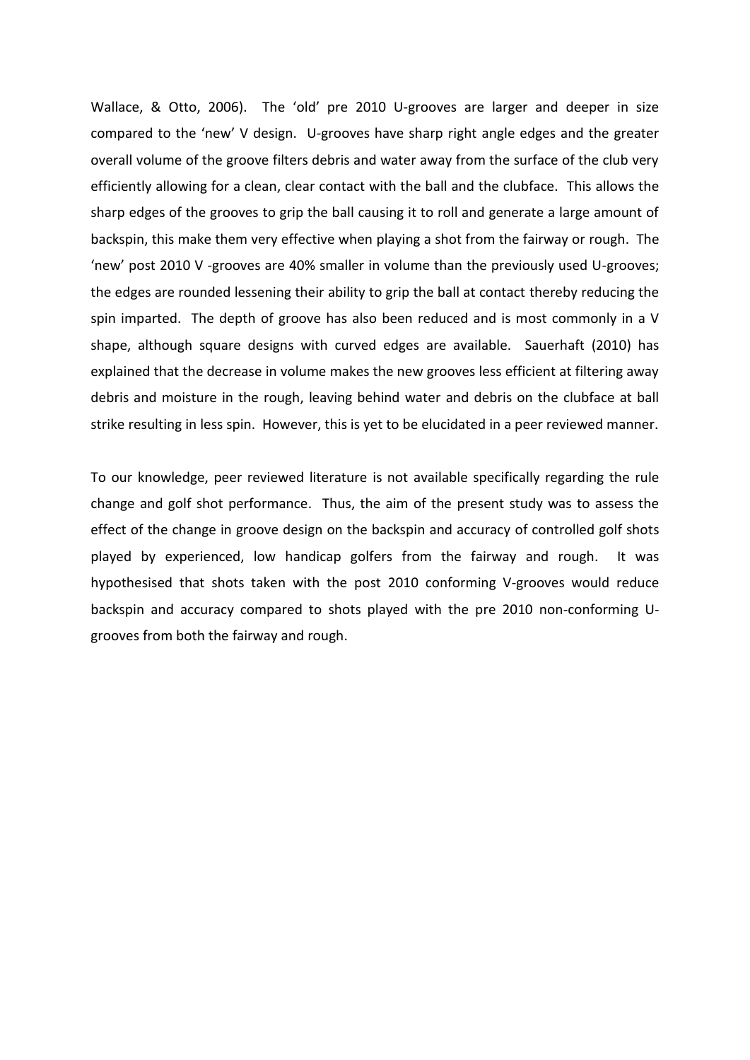Wallace, & Otto, 2006). The 'old' pre 2010 U-grooves are larger and deeper in size compared to the 'new' V design. U-grooves have sharp right angle edges and the greater overall volume of the groove filters debris and water away from the surface of the club very efficiently allowing for a clean, clear contact with the ball and the clubface. This allows the sharp edges of the grooves to grip the ball causing it to roll and generate a large amount of backspin, this make them very effective when playing a shot from the fairway or rough. The 'new' post 2010 V -grooves are 40% smaller in volume than the previously used U-grooves; the edges are rounded lessening their ability to grip the ball at contact thereby reducing the spin imparted. The depth of groove has also been reduced and is most commonly in a V shape, although square designs with curved edges are available. Sauerhaft (2010) has explained that the decrease in volume makes the new grooves less efficient at filtering away debris and moisture in the rough, leaving behind water and debris on the clubface at ball strike resulting in less spin. However, this is yet to be elucidated in a peer reviewed manner.

To our knowledge, peer reviewed literature is not available specifically regarding the rule change and golf shot performance. Thus, the aim of the present study was to assess the effect of the change in groove design on the backspin and accuracy of controlled golf shots played by experienced, low handicap golfers from the fairway and rough. It was hypothesised that shots taken with the post 2010 conforming V-grooves would reduce backspin and accuracy compared to shots played with the pre 2010 non-conforming U-grooves from both the fairway and rough.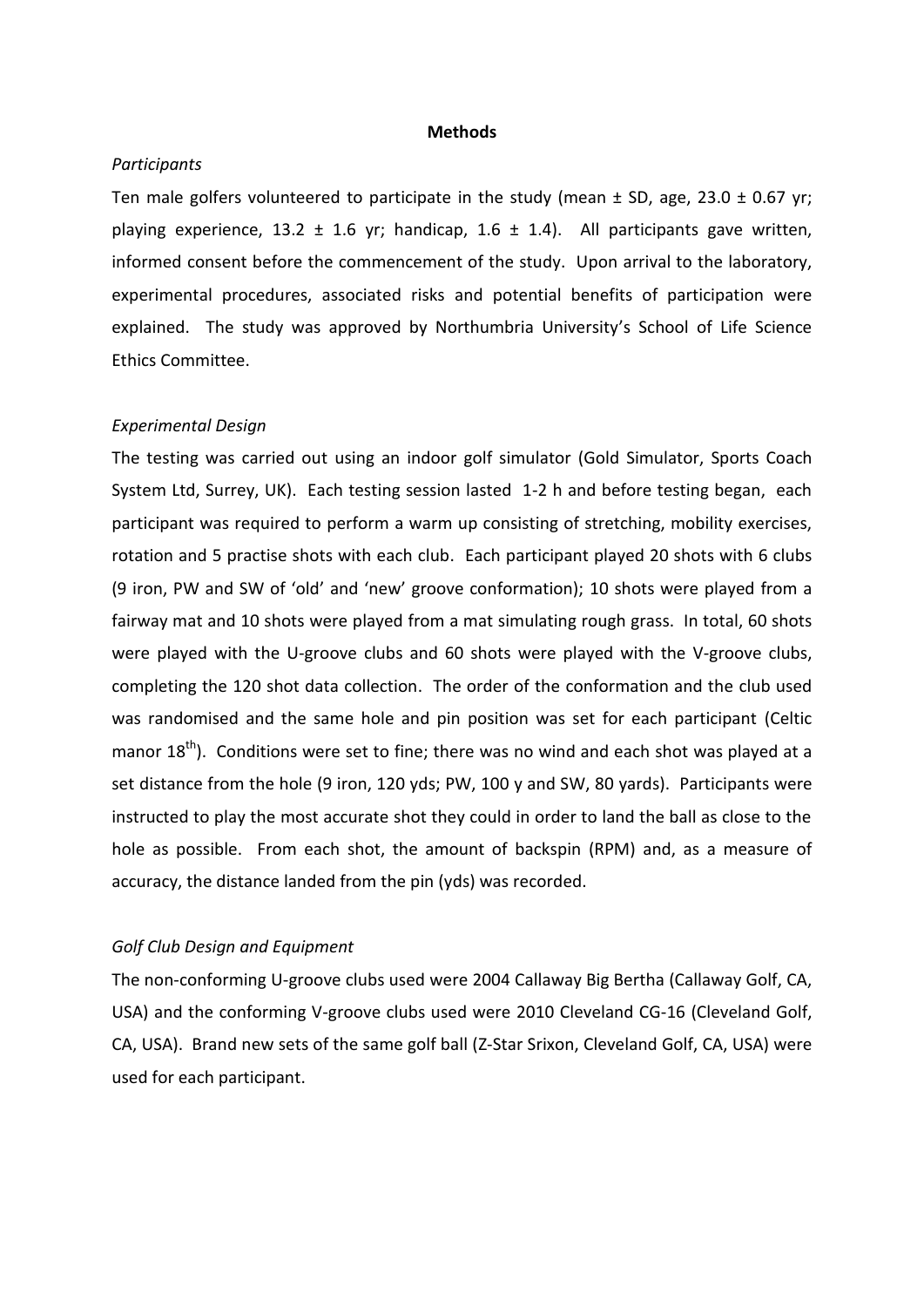**Methods**

*Participants*

Ten male golfers volunteered to participate in the study (mean ± SD, age, 23.0 ± 0.67 yr; playing experience, 13.2 ± 1.6 yr; handicap, 1.6 ± 1.4). All participants gave written, informed consent before the commencement of the study. Upon arrival to the laboratory, experimental procedures, associated risks and potential benefits of participation were explained. The study was approved by Northumbria University's School of Life Science Ethics Committee.

*Experimental Design*

The testing was carried out using an indoor golf simulator (Gold Simulator, Sports Coach System Ltd, Surrey, UK). Each testing session lasted 1-2 h and before testing began, each participant was required to perform a warm up consisting of stretching, mobility exercises, rotation and 5 practise shots with each club. Each participant played 20 shots with 6 clubs (9 iron, PW and SW of 'old' and 'new' groove conformation); 10 shots were played from a fairway mat and 10 shots were played from a mat simulating rough grass. In total, 60 shots were played with the U-groove clubs and 60 shots were played with the V-groove clubs, completing the 120 shot data collection. The order of the conformation and the club used was randomised and the same hole and pin position was set for each participant (Celtic manor 18$^{th}$). Conditions were set to fine; there was no wind and each shot was played at a set distance from the hole (9 iron, 120 yds; PW, 100 y and SW, 80 yards). Participants were instructed to play the most accurate shot they could in order to land the ball as close to the hole as possible. From each shot, the amount of backspin (RPM) and, as a measure of accuracy, the distance landed from the pin (yds) was recorded.

*Golf Club Design and Equipment*

The non-conforming U-groove clubs used were 2004 Callaway Big Bertha (Callaway Golf, CA, USA) and the conforming V-groove clubs used were 2010 Cleveland CG-16 (Cleveland Golf, CA, USA). Brand new sets of the same golf ball (Z-Star Srixon, Cleveland Golf, CA, USA) were used for each participant.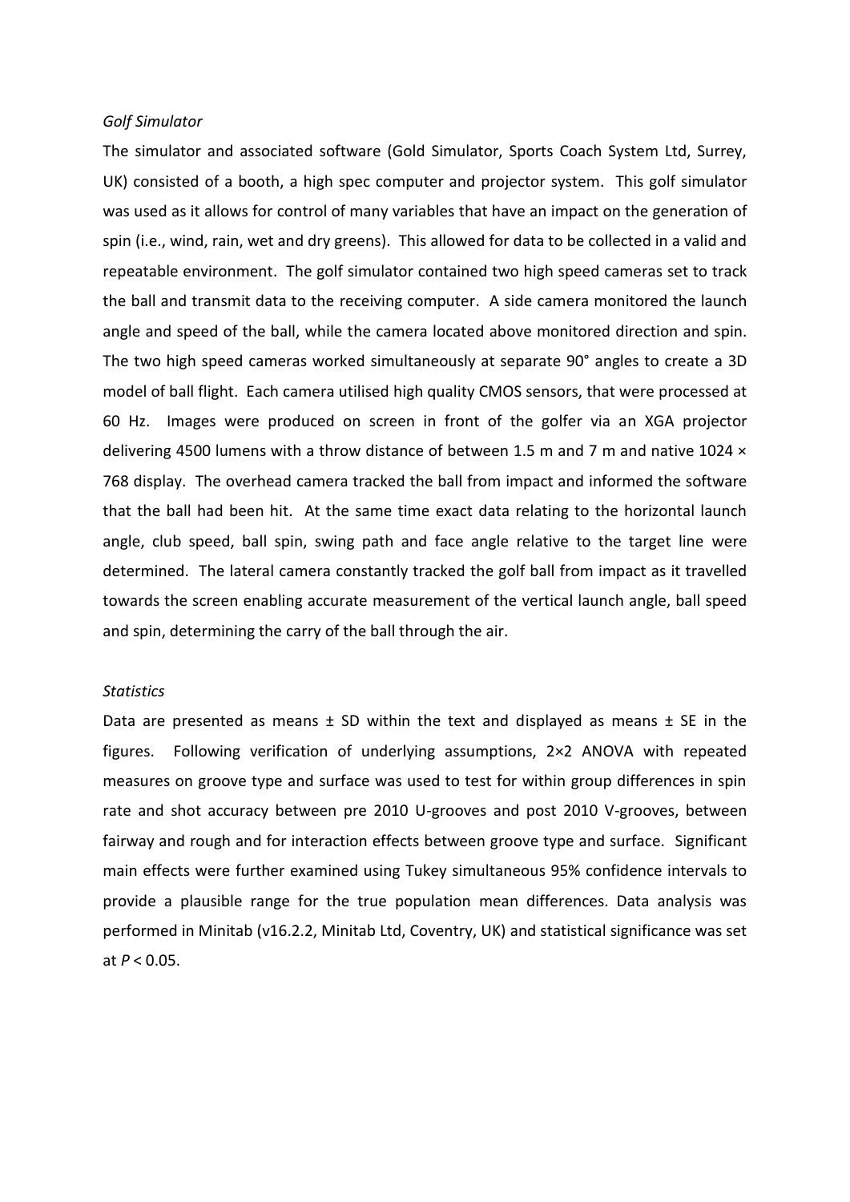*Golf Simulator*

The simulator and associated software (Gold Simulator, Sports Coach System Ltd, Surrey, UK) consisted of a booth, a high spec computer and projector system. This golf simulator was used as it allows for control of many variables that have an impact on the generation of spin (i.e., wind, rain, wet and dry greens). This allowed for data to be collected in a valid and repeatable environment. The golf simulator contained two high speed cameras set to track the ball and transmit data to the receiving computer. A side camera monitored the launch angle and speed of the ball, while the camera located above monitored direction and spin. The two high speed cameras worked simultaneously at separate 90° angles to create a 3D model of ball flight. Each camera utilised high quality CMOS sensors, that were processed at 60 Hz. Images were produced on screen in front of the golfer via an XGA projector delivering 4500 lumens with a throw distance of between 1.5 m and 7 m and native 1024 × 768 display. The overhead camera tracked the ball from impact and informed the software that the ball had been hit. At the same time exact data relating to the horizontal launch angle, club speed, ball spin, swing path and face angle relative to the target line were determined. The lateral camera constantly tracked the golf ball from impact as it travelled towards the screen enabling accurate measurement of the vertical launch angle, ball speed and spin, determining the carry of the ball through the air.

*Statistics*

Data are presented as means ± SD within the text and displayed as means ± SE in the figures. Following verification of underlying assumptions, 2×2 ANOVA with repeated measures on groove type and surface was used to test for within group differences in spin rate and shot accuracy between pre 2010 U-grooves and post 2010 V-grooves, between fairway and rough and for interaction effects between groove type and surface. Significant main effects were further examined using Tukey simultaneous 95% confidence intervals to provide a plausible range for the true population mean differences. Data analysis was performed in Minitab (v16.2.2, Minitab Ltd, Coventry, UK) and statistical significance was set at $P < 0.05$.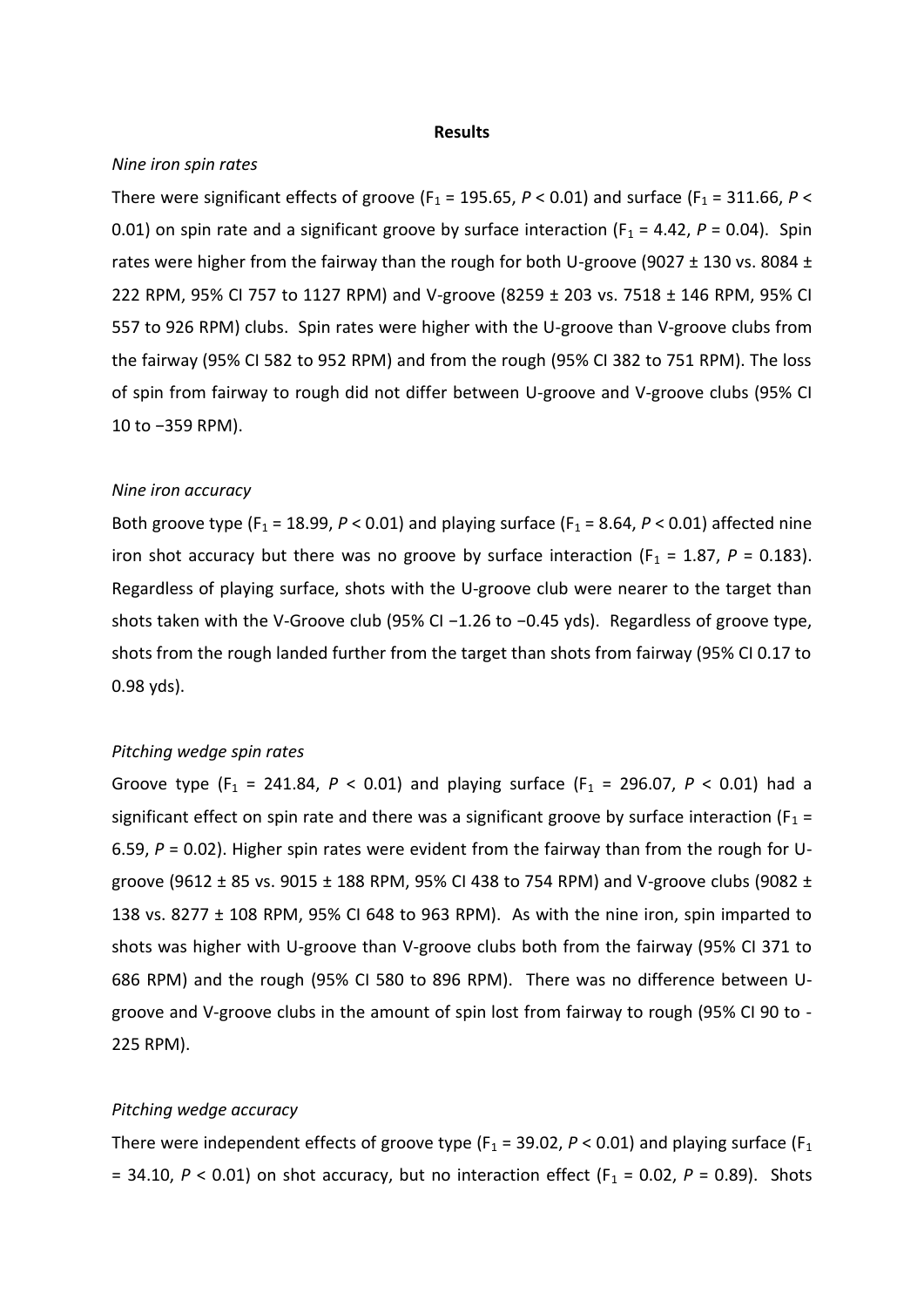**Results**

*Nine iron spin rates*

There were significant effects of groove ($F_1 = 195.65$, $P < 0.01$) and surface ($F_1 = 311.66$, $P < 0.01$) on spin rate and a significant groove by surface interaction ($F_1 = 4.42$, $P = 0.04$). Spin rates were higher from the fairway than the rough for both U-groove (9027 ± 130 vs. 8084 ± 222 RPM, 95% CI 757 to 1127 RPM) and V-groove (8259 ± 203 vs. 7518 ± 146 RPM, 95% CI 557 to 926 RPM) clubs. Spin rates were higher with the U-groove than V-groove clubs from the fairway (95% CI 582 to 952 RPM) and from the rough (95% CI 382 to 751 RPM). The loss of spin from fairway to rough did not differ between U-groove and V-groove clubs (95% CI 10 to −359 RPM).

*Nine iron accuracy*

Both groove type ($F_1 = 18.99$, $P < 0.01$) and playing surface ($F_1 = 8.64$, $P < 0.01$) affected nine iron shot accuracy but there was no groove by surface interaction ($F_1 = 1.87$, $P = 0.183$). Regardless of playing surface, shots with the U-groove club were nearer to the target than shots taken with the V-Groove club (95% CI −1.26 to −0.45 yds). Regardless of groove type, shots from the rough landed further from the target than shots from fairway (95% CI 0.17 to 0.98 yds).

*Pitching wedge spin rates*

Groove type ($F_1 = 241.84$, $P < 0.01$) and playing surface ($F_1 = 296.07$, $P < 0.01$) had a significant effect on spin rate and there was a significant groove by surface interaction ($F_1 = 6.59$, $P = 0.02$). Higher spin rates were evident from the fairway than from the rough for U-groove (9612 ± 85 vs. 9015 ± 188 RPM, 95% CI 438 to 754 RPM) and V-groove clubs (9082 ± 138 vs. 8277 ± 108 RPM, 95% CI 648 to 963 RPM). As with the nine iron, spin imparted to shots was higher with U-groove than V-groove clubs both from the fairway (95% CI 371 to 686 RPM) and the rough (95% CI 580 to 896 RPM). There was no difference between U-groove and V-groove clubs in the amount of spin lost from fairway to rough (95% CI 90 to -225 RPM).

*Pitching wedge accuracy*

There were independent effects of groove type ($F_1 = 39.02$, $P < 0.01$) and playing surface ($F_1 = 34.10$, $P < 0.01$) on shot accuracy, but no interaction effect ($F_1 = 0.02$, $P = 0.89$). Shots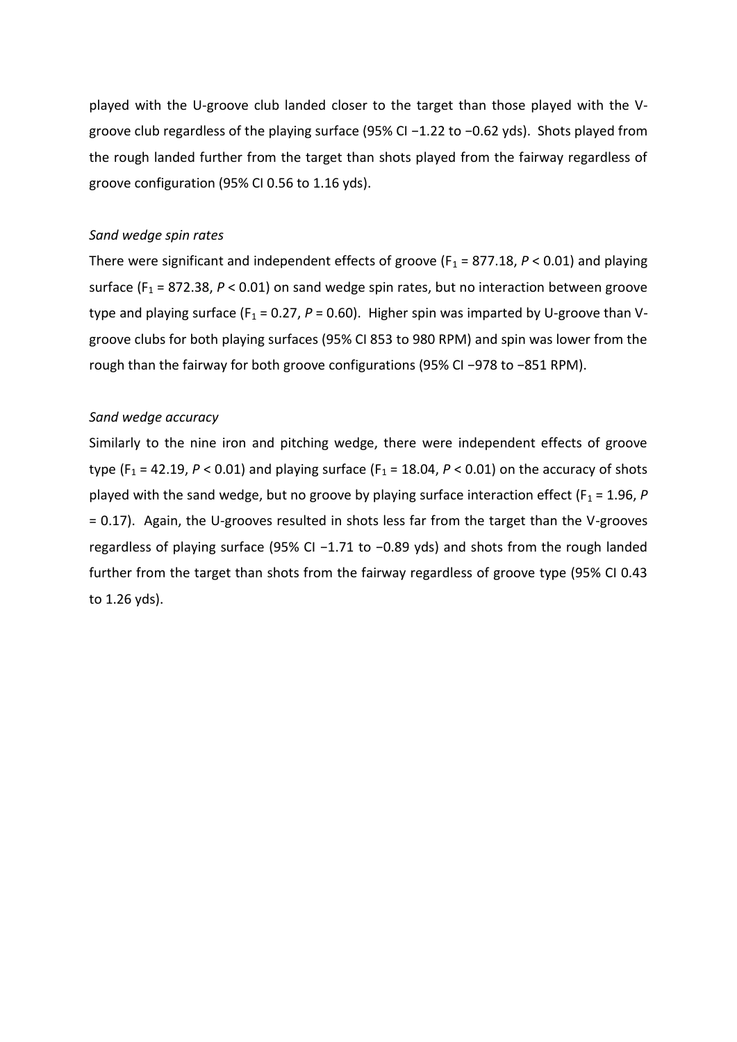played with the U-groove club landed closer to the target than those played with the V-groove club regardless of the playing surface (95% CI −1.22 to −0.62 yds). Shots played from the rough landed further from the target than shots played from the fairway regardless of groove configuration (95% CI 0.56 to 1.16 yds).

*Sand wedge spin rates*

There were significant and independent effects of groove ($F_1$ = 877.18, $P < 0.01$) and playing surface ($F_1$ = 872.38, $P < 0.01$) on sand wedge spin rates, but no interaction between groove type and playing surface ($F_1$ = 0.27, $P = 0.60$). Higher spin was imparted by U-groove than V-groove clubs for both playing surfaces (95% CI 853 to 980 RPM) and spin was lower from the rough than the fairway for both groove configurations (95% CI −978 to −851 RPM).

*Sand wedge accuracy*

Similarly to the nine iron and pitching wedge, there were independent effects of groove type ($F_1$ = 42.19, $P < 0.01$) and playing surface ($F_1$ = 18.04, $P < 0.01$) on the accuracy of shots played with the sand wedge, but no groove by playing surface interaction effect ($F_1$ = 1.96, $P$ = 0.17). Again, the U-grooves resulted in shots less far from the target than the V-grooves regardless of playing surface (95% CI −1.71 to −0.89 yds) and shots from the rough landed further from the target than shots from the fairway regardless of groove type (95% CI 0.43 to 1.26 yds).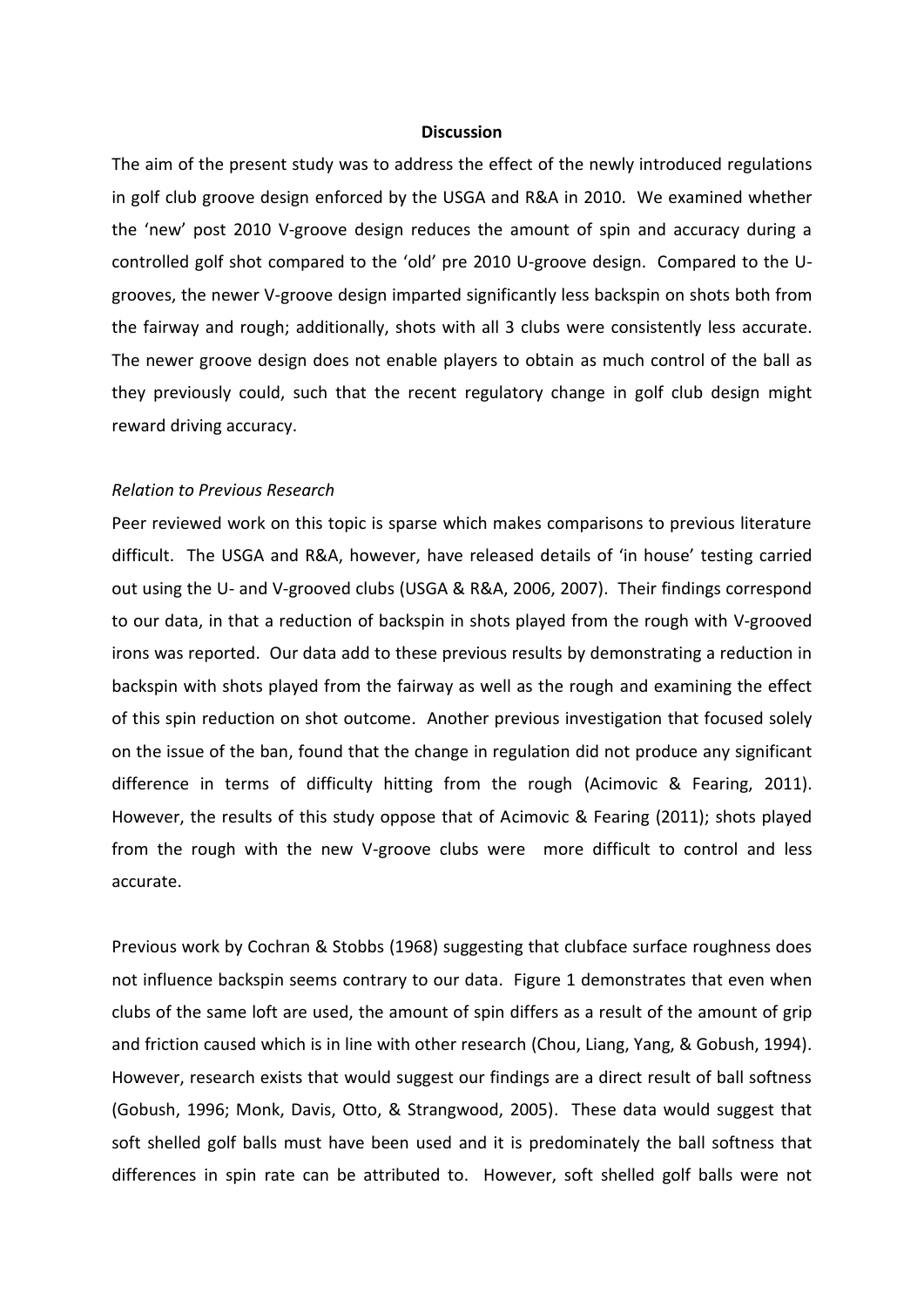**Discussion**

The aim of the present study was to address the effect of the newly introduced regulations in golf club groove design enforced by the USGA and R&A in 2010. We examined whether the 'new' post 2010 V-groove design reduces the amount of spin and accuracy during a controlled golf shot compared to the 'old' pre 2010 U-groove design. Compared to the U-grooves, the newer V-groove design imparted significantly less backspin on shots both from the fairway and rough; additionally, shots with all 3 clubs were consistently less accurate. The newer groove design does not enable players to obtain as much control of the ball as they previously could, such that the recent regulatory change in golf club design might reward driving accuracy.

*Relation to Previous Research*

Peer reviewed work on this topic is sparse which makes comparisons to previous literature difficult. The USGA and R&A, however, have released details of 'in house' testing carried out using the U- and V-grooved clubs (USGA & R&A, 2006, 2007). Their findings correspond to our data, in that a reduction of backspin in shots played from the rough with V-grooved irons was reported. Our data add to these previous results by demonstrating a reduction in backspin with shots played from the fairway as well as the rough and examining the effect of this spin reduction on shot outcome. Another previous investigation that focused solely on the issue of the ban, found that the change in regulation did not produce any significant difference in terms of difficulty hitting from the rough (Acimovic & Fearing, 2011). However, the results of this study oppose that of Acimovic & Fearing (2011); shots played from the rough with the new V-groove clubs were more difficult to control and less accurate.

Previous work by Cochran & Stobbs (1968) suggesting that clubface surface roughness does not influence backspin seems contrary to our data. Figure 1 demonstrates that even when clubs of the same loft are used, the amount of spin differs as a result of the amount of grip and friction caused which is in line with other research (Chou, Liang, Yang, & Gobush, 1994). However, research exists that would suggest our findings are a direct result of ball softness (Gobush, 1996; Monk, Davis, Otto, & Strangwood, 2005). These data would suggest that soft shelled golf balls must have been used and it is predominately the ball softness that differences in spin rate can be attributed to. However, soft shelled golf balls were not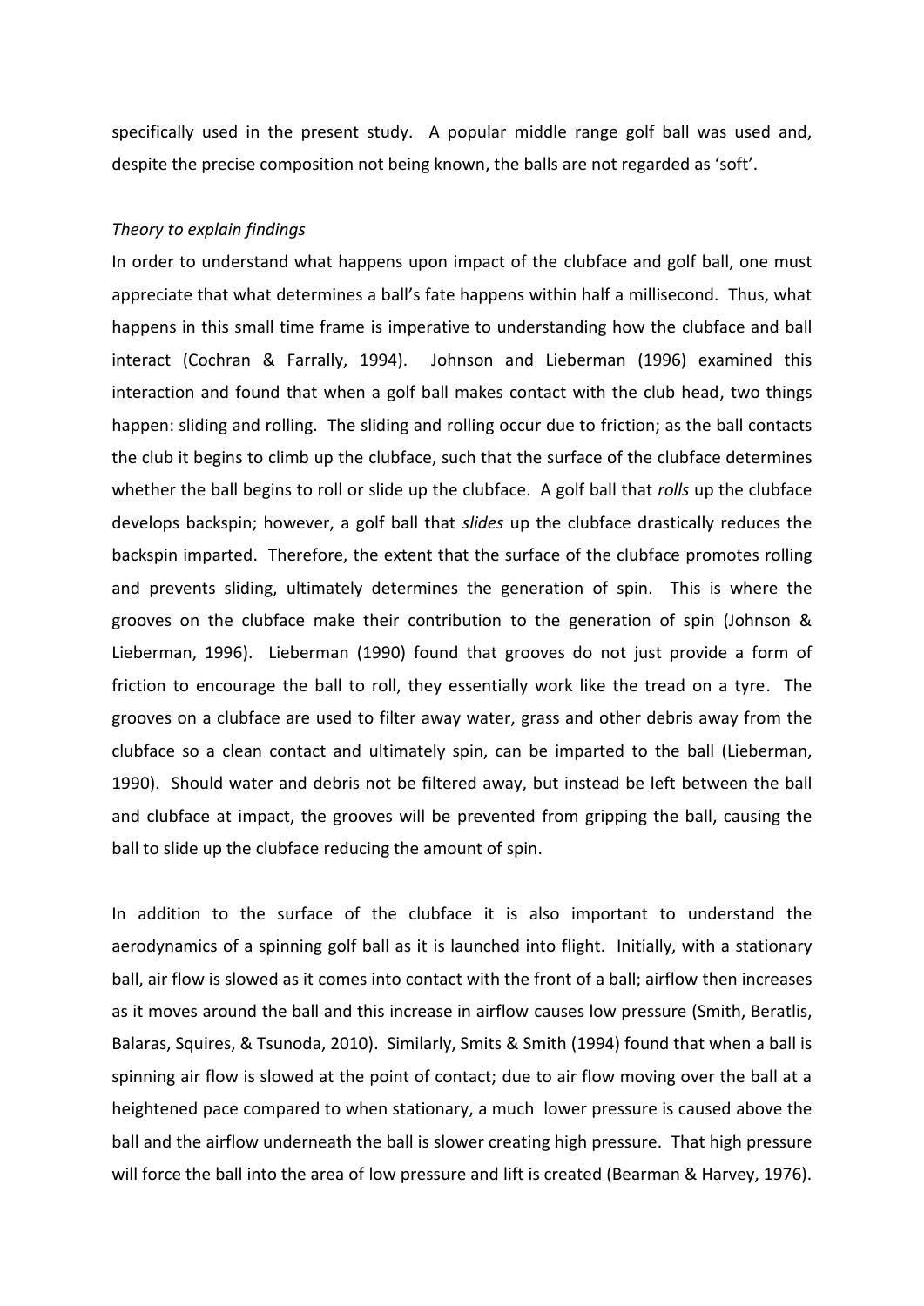specifically used in the present study. A popular middle range golf ball was used and, despite the precise composition not being known, the balls are not regarded as 'soft'.

*Theory to explain findings*

In order to understand what happens upon impact of the clubface and golf ball, one must appreciate that what determines a ball's fate happens within half a millisecond. Thus, what happens in this small time frame is imperative to understanding how the clubface and ball interact (Cochran & Farrally, 1994). Johnson and Lieberman (1996) examined this interaction and found that when a golf ball makes contact with the club head, two things happen: sliding and rolling. The sliding and rolling occur due to friction; as the ball contacts the club it begins to climb up the clubface, such that the surface of the clubface determines whether the ball begins to roll or slide up the clubface. A golf ball that *rolls* up the clubface develops backspin; however, a golf ball that *slides* up the clubface drastically reduces the backspin imparted. Therefore, the extent that the surface of the clubface promotes rolling and prevents sliding, ultimately determines the generation of spin. This is where the grooves on the clubface make their contribution to the generation of spin (Johnson & Lieberman, 1996). Lieberman (1990) found that grooves do not just provide a form of friction to encourage the ball to roll, they essentially work like the tread on a tyre. The grooves on a clubface are used to filter away water, grass and other debris away from the clubface so a clean contact and ultimately spin, can be imparted to the ball (Lieberman, 1990). Should water and debris not be filtered away, but instead be left between the ball and clubface at impact, the grooves will be prevented from gripping the ball, causing the ball to slide up the clubface reducing the amount of spin.

In addition to the surface of the clubface it is also important to understand the aerodynamics of a spinning golf ball as it is launched into flight. Initially, with a stationary ball, air flow is slowed as it comes into contact with the front of a ball; airflow then increases as it moves around the ball and this increase in airflow causes low pressure (Smith, Beratlis, Balaras, Squires, & Tsunoda, 2010). Similarly, Smits & Smith (1994) found that when a ball is spinning air flow is slowed at the point of contact; due to air flow moving over the ball at a heightened pace compared to when stationary, a much lower pressure is caused above the ball and the airflow underneath the ball is slower creating high pressure. That high pressure will force the ball into the area of low pressure and lift is created (Bearman & Harvey, 1976).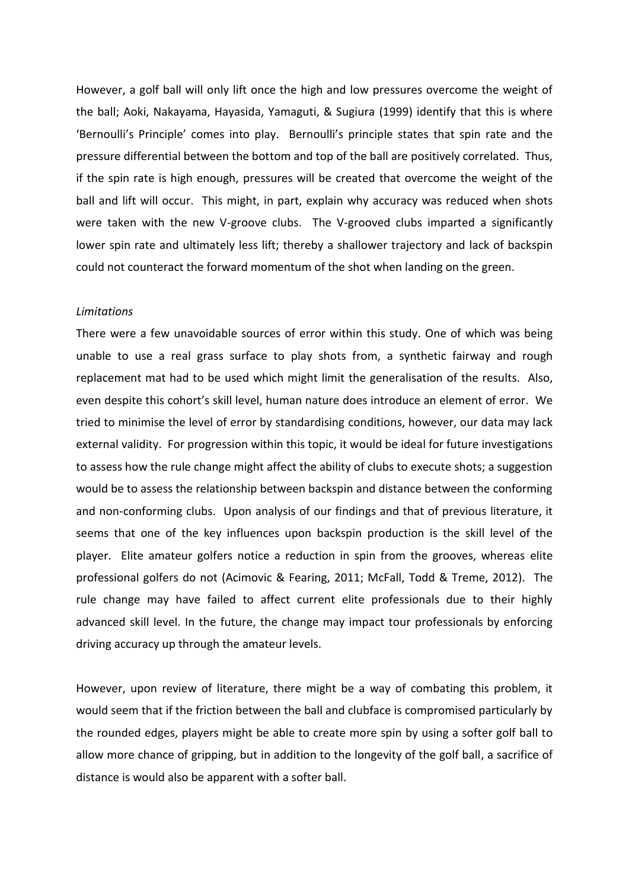However, a golf ball will only lift once the high and low pressures overcome the weight of the ball; Aoki, Nakayama, Hayasida, Yamaguti, & Sugiura (1999) identify that this is where 'Bernoulli's Principle' comes into play. Bernoulli's principle states that spin rate and the pressure differential between the bottom and top of the ball are positively correlated. Thus, if the spin rate is high enough, pressures will be created that overcome the weight of the ball and lift will occur. This might, in part, explain why accuracy was reduced when shots were taken with the new V-groove clubs. The V-grooved clubs imparted a significantly lower spin rate and ultimately less lift; thereby a shallower trajectory and lack of backspin could not counteract the forward momentum of the shot when landing on the green.

*Limitations*

There were a few unavoidable sources of error within this study. One of which was being unable to use a real grass surface to play shots from, a synthetic fairway and rough replacement mat had to be used which might limit the generalisation of the results. Also, even despite this cohort's skill level, human nature does introduce an element of error. We tried to minimise the level of error by standardising conditions, however, our data may lack external validity. For progression within this topic, it would be ideal for future investigations to assess how the rule change might affect the ability of clubs to execute shots; a suggestion would be to assess the relationship between backspin and distance between the conforming and non-conforming clubs. Upon analysis of our findings and that of previous literature, it seems that one of the key influences upon backspin production is the skill level of the player. Elite amateur golfers notice a reduction in spin from the grooves, whereas elite professional golfers do not (Acimovic & Fearing, 2011; McFall, Todd & Treme, 2012). The rule change may have failed to affect current elite professionals due to their highly advanced skill level. In the future, the change may impact tour professionals by enforcing driving accuracy up through the amateur levels.

However, upon review of literature, there might be a way of combating this problem, it would seem that if the friction between the ball and clubface is compromised particularly by the rounded edges, players might be able to create more spin by using a softer golf ball to allow more chance of gripping, but in addition to the longevity of the golf ball, a sacrifice of distance is would also be apparent with a softer ball.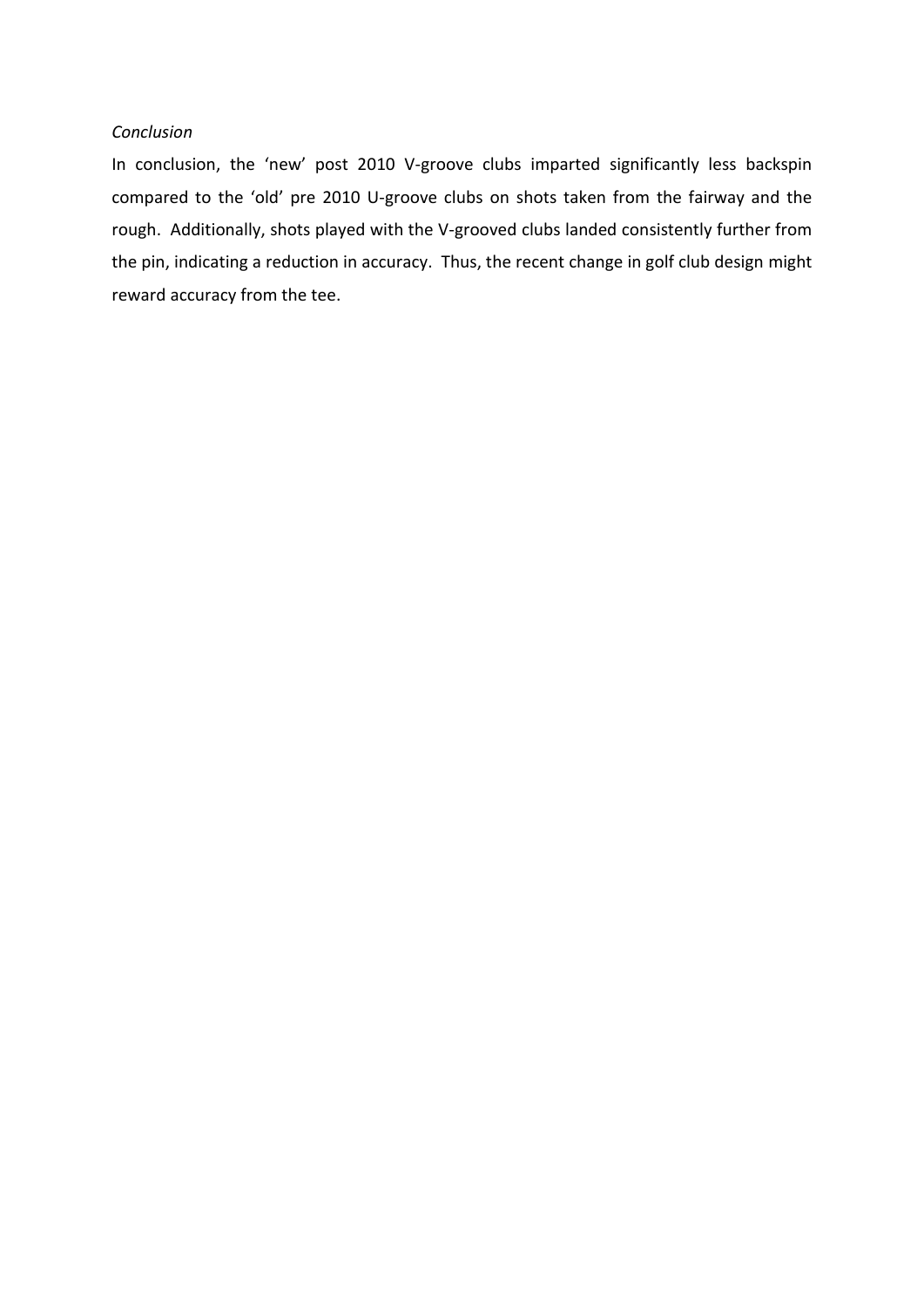*Conclusion*

In conclusion, the 'new' post 2010 V-groove clubs imparted significantly less backspin compared to the 'old' pre 2010 U-groove clubs on shots taken from the fairway and the rough. Additionally, shots played with the V-grooved clubs landed consistently further from the pin, indicating a reduction in accuracy. Thus, the recent change in golf club design might reward accuracy from the tee.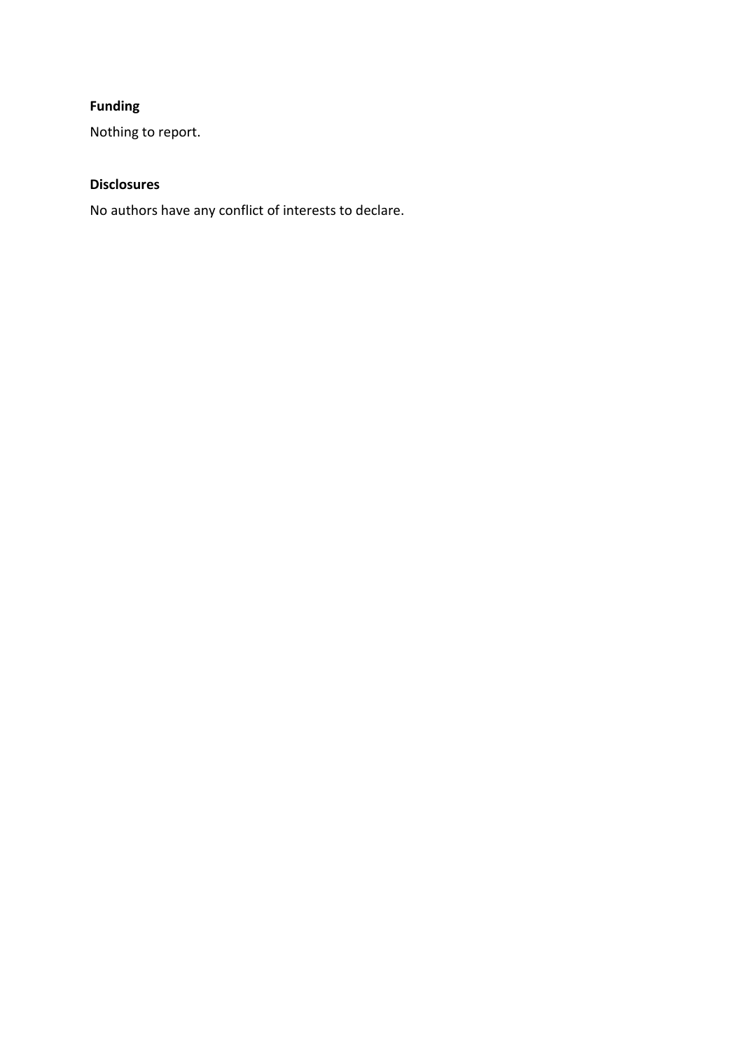**Funding**

Nothing to report.

**Disclosures**

No authors have any conflict of interests to declare.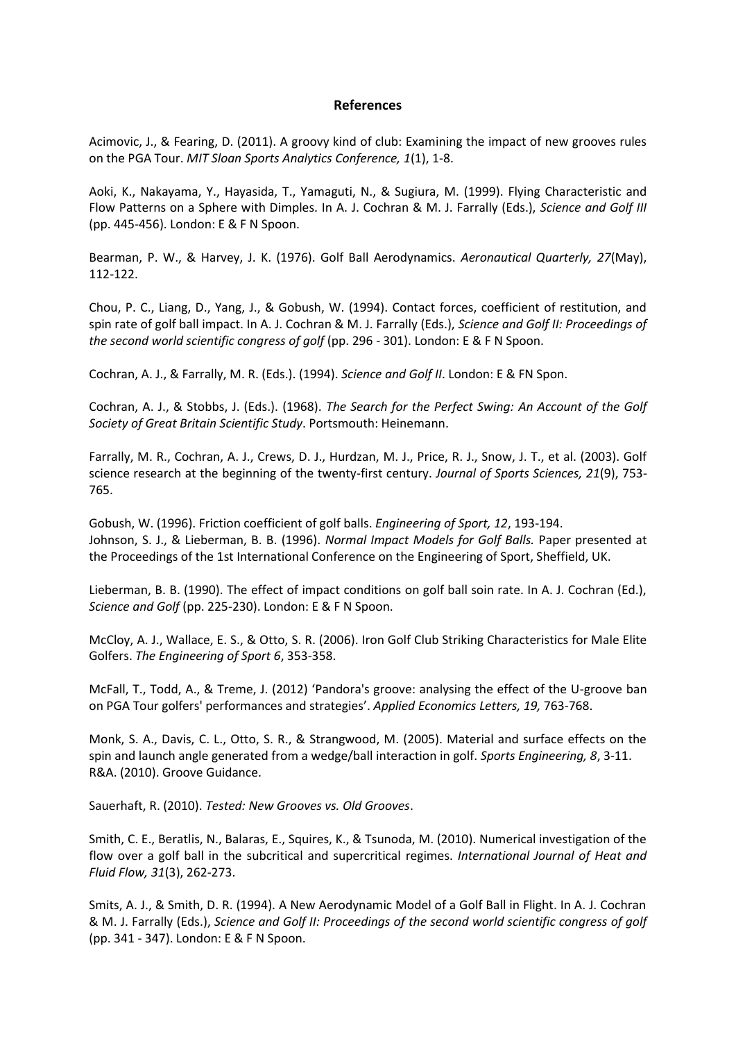## References

Acimovic, J., & Fearing, D. (2011). A groovy kind of club: Examining the impact of new grooves rules on the PGA Tour. *MIT Sloan Sports Analytics Conference, 1*(1), 1-8.

Aoki, K., Nakayama, Y., Hayasida, T., Yamaguti, N., & Sugiura, M. (1999). Flying Characteristic and Flow Patterns on a Sphere with Dimples. In A. J. Cochran & M. J. Farrally (Eds.), *Science and Golf III* (pp. 445-456). London: E & F N Spoon.

Bearman, P. W., & Harvey, J. K. (1976). Golf Ball Aerodynamics. *Aeronautical Quarterly, 27*(May), 112-122.

Chou, P. C., Liang, D., Yang, J., & Gobush, W. (1994). Contact forces, coefficient of restitution, and spin rate of golf ball impact. In A. J. Cochran & M. J. Farrally (Eds.), *Science and Golf II: Proceedings of the second world scientific congress of golf* (pp. 296 - 301). London: E & F N Spoon.

Cochran, A. J., & Farrally, M. R. (Eds.). (1994). *Science and Golf II*. London: E & FN Spon.

Cochran, A. J., & Stobbs, J. (Eds.). (1968). *The Search for the Perfect Swing: An Account of the Golf Society of Great Britain Scientific Study*. Portsmouth: Heinemann.

Farrally, M. R., Cochran, A. J., Crews, D. J., Hurdzan, M. J., Price, R. J., Snow, J. T., et al. (2003). Golf science research at the beginning of the twenty-first century. *Journal of Sports Sciences, 21*(9), 753-765.

Gobush, W. (1996). Friction coefficient of golf balls. *Engineering of Sport, 12*, 193-194.

Johnson, S. J., & Lieberman, B. B. (1996). *Normal Impact Models for Golf Balls.* Paper presented at the Proceedings of the 1st International Conference on the Engineering of Sport, Sheffield, UK.

Lieberman, B. B. (1990). The effect of impact conditions on golf ball soin rate. In A. J. Cochran (Ed.), *Science and Golf* (pp. 225-230). London: E & F N Spoon.

McCloy, A. J., Wallace, E. S., & Otto, S. R. (2006). Iron Golf Club Striking Characteristics for Male Elite Golfers. *The Engineering of Sport 6*, 353-358.

McFall, T., Todd, A., & Treme, J. (2012) 'Pandora's groove: analysing the effect of the U-groove ban on PGA Tour golfers' performances and strategies'. *Applied Economics Letters, 19,* 763-768.

Monk, S. A., Davis, C. L., Otto, S. R., & Strangwood, M. (2005). Material and surface effects on the spin and launch angle generated from a wedge/ball interaction in golf. *Sports Engineering, 8*, 3-11.

R&A. (2010). Groove Guidance.

Sauerhaft, R. (2010). *Tested: New Grooves vs. Old Grooves*.

Smith, C. E., Beratlis, N., Balaras, E., Squires, K., & Tsunoda, M. (2010). Numerical investigation of the flow over a golf ball in the subcritical and supercritical regimes. *International Journal of Heat and Fluid Flow, 31*(3), 262-273.

Smits, A. J., & Smith, D. R. (1994). A New Aerodynamic Model of a Golf Ball in Flight. In A. J. Cochran & M. J. Farrally (Eds.), *Science and Golf II: Proceedings of the second world scientific congress of golf* (pp. 341 - 347). London: E & F N Spoon.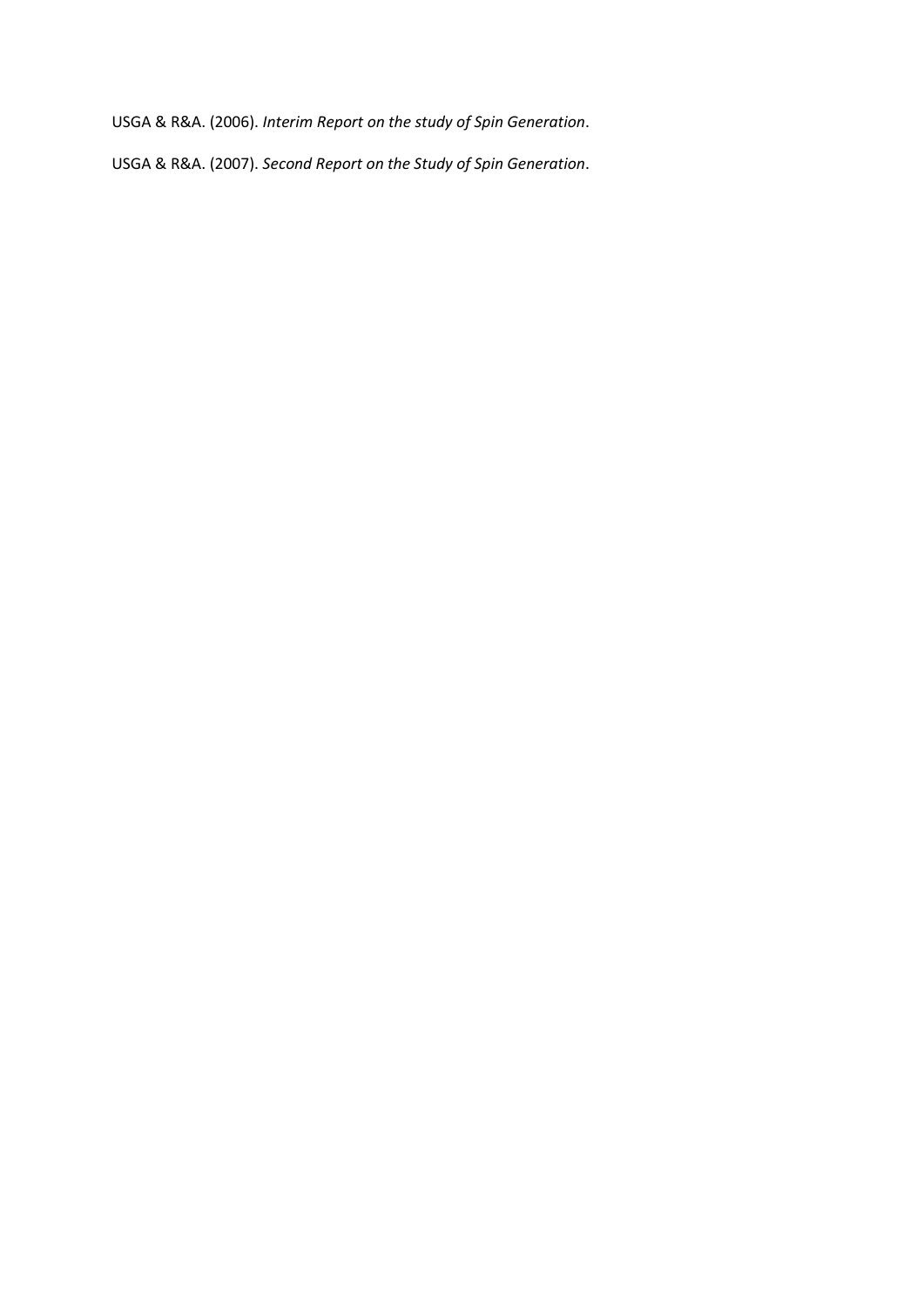USGA & R&A. (2006). *Interim Report on the study of Spin Generation*.

USGA & R&A. (2007). *Second Report on the Study of Spin Generation*.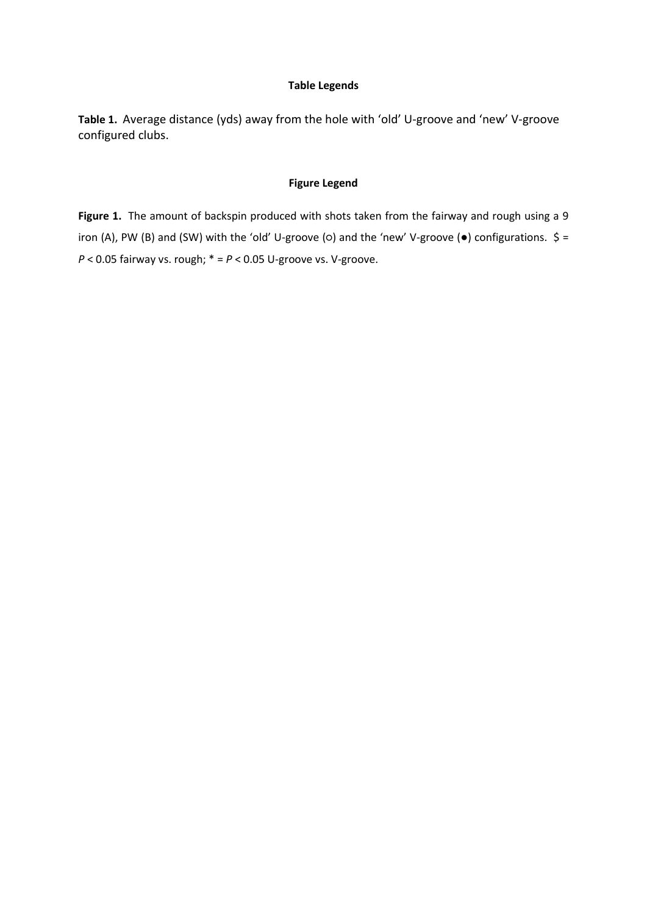## Table Legends

**Table 1.** Average distance (yds) away from the hole with 'old' U-groove and 'new' V-groove configured clubs.

## Figure Legend

**Figure 1.** The amount of backspin produced with shots taken from the fairway and rough using a 9 iron (A), PW (B) and (SW) with the 'old' U-groove (○) and the 'new' V-groove (●) configurations. $ = *P* < 0.05 fairway vs. rough; * = *P* < 0.05 U-groove vs. V-groove.